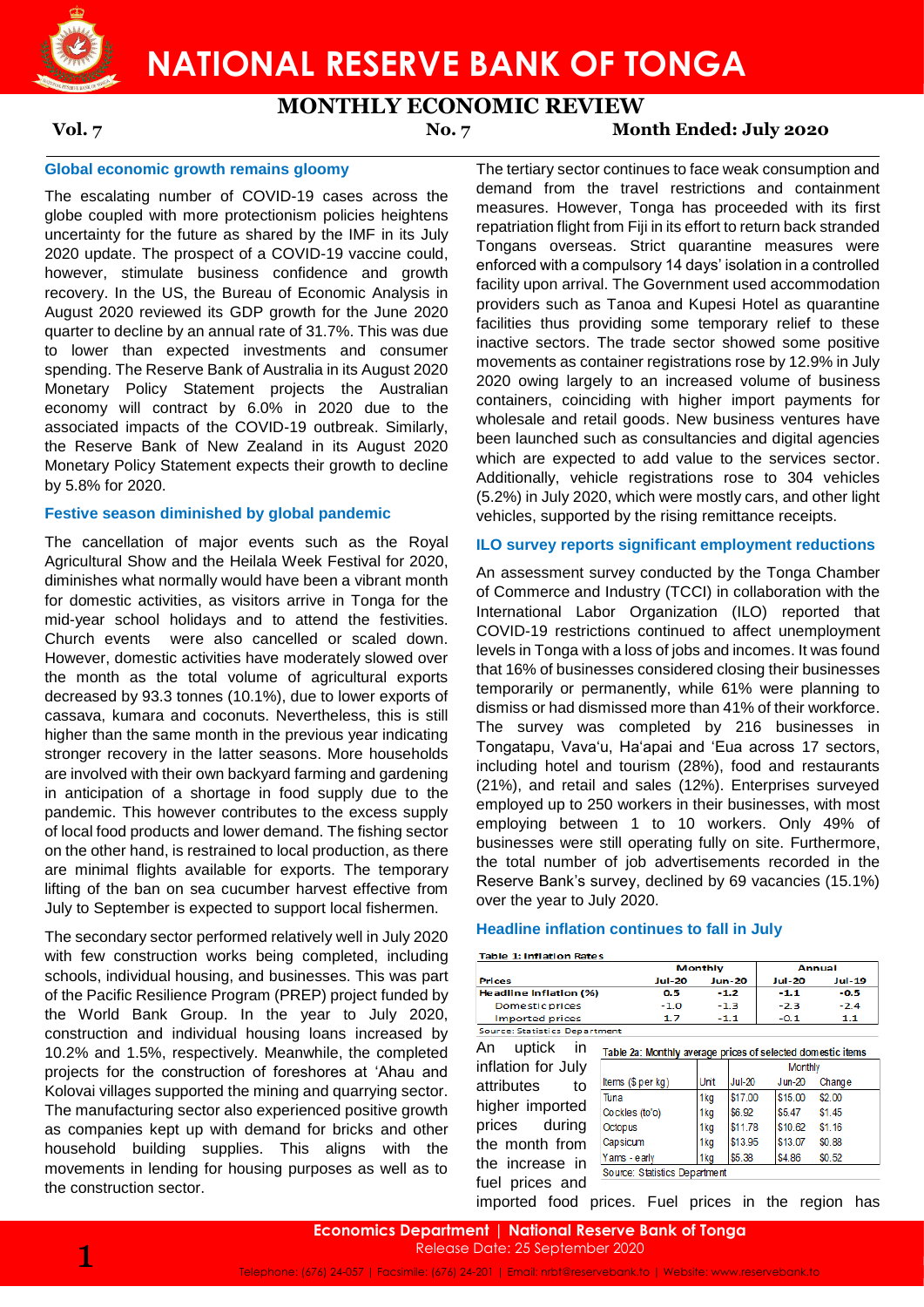# NATIONAL RESERVE BANK OF TONGA

## MONTHLY ECONOMIC REVIEW

**Vol. 7** **No. 7** **Month Ended: July 2020**

### Global economic growth remains gloomy

The escalating number of COVID-19 cases across the globe coupled with more protectionism policies heightens uncertainty for the future as shared by the IMF in its July 2020 update. The prospect of a COVID-19 vaccine could, however, stimulate business confidence and growth recovery. In the US, the Bureau of Economic Analysis in August 2020 reviewed its GDP growth for the June 2020 quarter to decline by an annual rate of 31.7%. This was due to lower than expected investments and consumer spending. The Reserve Bank of Australia in its August 2020 Monetary Policy Statement projects the Australian economy will contract by 6.0% in 2020 due to the associated impacts of the COVID-19 outbreak. Similarly, the Reserve Bank of New Zealand in its August 2020 Monetary Policy Statement expects their growth to decline by 5.8% for 2020.

### Festive season diminished by global pandemic

The cancellation of major events such as the Royal Agricultural Show and the Heilala Week Festival for 2020, diminishes what normally would have been a vibrant month for domestic activities, as visitors arrive in Tonga for the mid-year school holidays and to attend the festivities. Church events were also cancelled or scaled down. However, domestic activities have moderately slowed over the month as the total volume of agricultural exports decreased by 93.3 tonnes (10.1%), due to lower exports of cassava, kumara and coconuts. Nevertheless, this is still higher than the same month in the previous year indicating stronger recovery in the latter seasons. More households are involved with their own backyard farming and gardening in anticipation of a shortage in food supply due to the pandemic. This however contributes to the excess supply of local food products and lower demand. The fishing sector on the other hand, is restrained to local production, as there are minimal flights available for exports. The temporary lifting of the ban on sea cucumber harvest effective from July to September is expected to support local fishermen.

The secondary sector performed relatively well in July 2020 with few construction works being completed, including schools, individual housing, and businesses. This was part of the Pacific Resilience Program (PREP) project funded by the World Bank Group. In the year to July 2020, construction and individual housing loans increased by 10.2% and 1.5%, respectively. Meanwhile, the completed projects for the construction of foreshores at ʻAhau and Kolovai villages supported the mining and quarrying sector. The manufacturing sector also experienced positive growth as companies kept up with demand for bricks and other household building supplies. This aligns with the movements in lending for housing purposes as well as to the construction sector.

The tertiary sector continues to face weak consumption and demand from the travel restrictions and containment measures. However, Tonga has proceeded with its first repatriation flight from Fiji in its effort to return back stranded Tongans overseas. Strict quarantine measures were enforced with a compulsory 14 days' isolation in a controlled facility upon arrival. The Government used accommodation providers such as Tanoa and Kupesi Hotel as quarantine facilities thus providing some temporary relief to these inactive sectors. The trade sector showed some positive movements as container registrations rose by 12.9% in July 2020 owing largely to an increased volume of business containers, coinciding with higher import payments for wholesale and retail goods. New business ventures have been launched such as consultancies and digital agencies which are expected to add value to the services sector. Additionally, vehicle registrations rose to 304 vehicles (5.2%) in July 2020, which were mostly cars, and other light vehicles, supported by the rising remittance receipts.

### ILO survey reports significant employment reductions

An assessment survey conducted by the Tonga Chamber of Commerce and Industry (TCCI) in collaboration with the International Labor Organization (ILO) reported that COVID-19 restrictions continued to affect unemployment levels in Tonga with a loss of jobs and incomes. It was found that 16% of businesses considered closing their businesses temporarily or permanently, while 61% were planning to dismiss or had dismissed more than 41% of their workforce. The survey was completed by 216 businesses in Tongatapu, Vava'u, Ha'apai and 'Eua across 17 sectors, including hotel and tourism (28%), food and restaurants (21%), and retail and sales (12%). Enterprises surveyed employed up to 250 workers in their businesses, with most employing between 1 to 10 workers. Only 49% of businesses were still operating fully on site. Furthermore, the total number of job advertisements recorded in the Reserve Bank's survey, declined by 69 vacancies (15.1%) over the year to July 2020.

### Headline inflation continues to fall in July

**Table 1: Inflation Rates**

| Prices | Monthly | | Annual | |
|---|---|---|---|---|
| | Jul-20 | Jun-20 | Jul-20 | Jul-19 |
| **Headline Inflation (%)** | 0.5 | -1.2 | -1.1 | -0.5 |
| Domestic prices | -1.0 | -1.3 | -2.3 | -2.4 |
| Imported prices | 1.7 | -1.1 | -0.1 | 1.1 |

Source: Statistics Department

**Table 2a: Monthly average prices of selected domestic items**

| Items ($ per kg) | Unit | Monthly | | |
|---|---|---|---|---|
| | | Jul-20 | Jun-20 | Change |
| Tuna | 1kg | $17.00 | $15.00 | $2.00 |
| Cockles (to'o) | 1kg | $6.92 | $5.47 | $1.45 |
| Octopus | 1kg | $11.78 | $10.62 | $1.16 |
| Capsicum | 1kg | $13.95 | $13.07 | $0.88 |
| Yams - early | 1kg | $5.38 | $4.86 | $0.52 |

Source: Statistics Department

An uptick in inflation for July attributes to higher imported prices during the month from the increase in fuel prices and imported food prices. Fuel prices in the region has

Economics Department | National Reserve Bank of Tonga
Release Date: 25 September 2020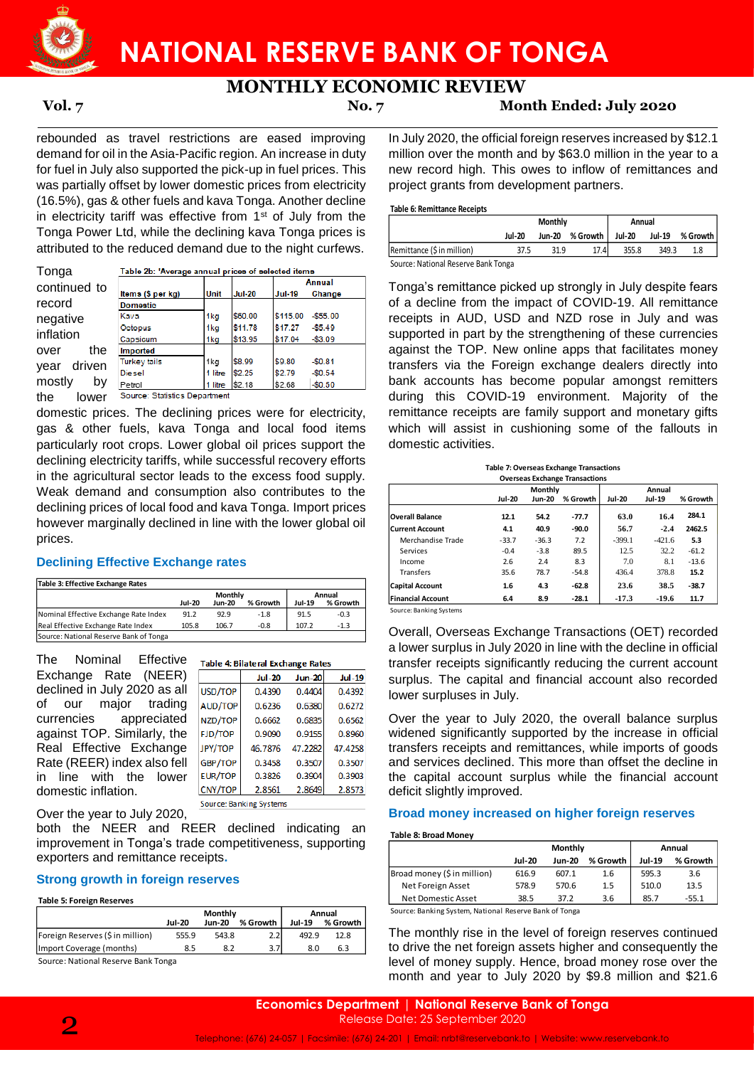rebounded as travel restrictions are eased improving demand for oil in the Asia-Pacific region. An increase in duty for fuel in July also supported the pick-up in fuel prices. This was partially offset by lower domestic prices from electricity (16.5%), gas & other fuels and kava Tonga. Another decline in electricity tariff was effective from 1st of July from the Tonga Power Ltd, while the declining kava Tonga prices is attributed to the reduced demand due to the night curfews.

Tonga continued to record negative inflation over the year driven mostly by the lower domestic prices. The declining prices were for electricity, gas & other fuels, kava Tonga and local food items particularly root crops. Lower global oil prices support the declining electricity tariffs, while successful recovery efforts in the agricultural sector leads to the excess food supply. Weak demand and consumption also contributes to the declining prices of local food and kava Tonga. Import prices however marginally declined in line with the lower global oil prices.

Table 2b: 'Average annual prices of selected items

| Items ($ per kg) | Unit | Jul-20 | Jul-19 | Annual Change |
|---|---|---|---|---|
| **Domestic** | | | | |
| Kava | 1kg | $60.00 | $115.00 | -$55.00 |
| Octopus | 1kg | $11.78 | $17.27 | -$5.49 |
| Capsicum | 1kg | $13.95 | $17.04 | -$3.09 |
| **Imported** | | | | |
| Turkey tails | 1kg | $8.99 | $9.80 | -$0.81 |
| Diesel | 1 litre | $2.25 | $2.79 | -$0.54 |
| Petrol | 1 litre | $2.18 | $2.68 | -$0.50 |

Source: Statistics Department

## Declining Effective Exchange rates

Table 3: Effective Exchange Rates

| | Monthly | | | Annual | |
|---|---|---|---|---|---|
| | Jul-20 | Jun-20 | % Growth | Jul-19 | % Growth |
| Nominal Effective Exchange Rate Index | 91.2 | 92.9 | -1.8 | 91.5 | -0.3 |
| Real Effective Exchange Rate Index | 105.8 | 106.7 | -0.8 | 107.2 | -1.3 |

Source: National Reserve Bank of Tonga

The Nominal Effective Exchange Rate (NEER) declined in July 2020 as all of our major trading currencies appreciated against TOP. Similarly, the Real Effective Exchange Rate (REER) index also fell in line with the lower domestic inflation.

Table 4: Bilateral Exchange Rates

| | Jul-20 | Jun-20 | Jul-19 |
|---|---|---|---|
| USD/TOP | 0.4390 | 0.4404 | 0.4392 |
| AUD/TOP | 0.6236 | 0.6380 | 0.6272 |
| NZD/TOP | 0.6662 | 0.6835 | 0.6562 |
| FJD/TOP | 0.9090 | 0.9155 | 0.8960 |
| JPY/TOP | 46.7876 | 47.2282 | 47.4258 |
| GBP/TOP | 0.3458 | 0.3507 | 0.3507 |
| EUR/TOP | 0.3826 | 0.3904 | 0.3903 |
| CNY/TOP | 2.8561 | 2.8649 | 2.8573 |

Source: Banking Systems

Over the year to July 2020, both the NEER and REER declined indicating an improvement in Tonga's trade competitiveness, supporting exporters and remittance receipts.

## Strong growth in foreign reserves

Table 5: Foreign Reserves

| | Monthly | | | Annual | |
|---|---|---|---|---|---|
| | Jul-20 | Jun-20 | % Growth | Jul-19 | % Growth |
| Foreign Reserves ($ in million) | 555.9 | 543.8 | 2.2 | 492.9 | 12.8 |
| Import Coverage (months) | 8.5 | 8.2 | 3.7 | 8.0 | 6.3 |

Source: National Reserve Bank Tonga

In July 2020, the official foreign reserves increased by $12.1 million over the month and by $63.0 million in the year to a new record high. This owes to inflow of remittances and project grants from development partners.

Table 6: Remittance Receipts

| | Monthly | | | Annual | | |
|---|---|---|---|---|---|---|
| | Jul-20 | Jun-20 | % Growth | Jul-20 | Jul-19 | % Growth |
| Remittance ($ in million) | 37.5 | 31.9 | 17.4 | 355.8 | 349.3 | 1.8 |

Source: National Reserve Bank Tonga

Tonga's remittance picked up strongly in July despite fears of a decline from the impact of COVID-19. All remittance receipts in AUD, USD and NZD rose in July and was supported in part by the strengthening of these currencies against the TOP. New online apps that facilitates money transfers via the Foreign exchange dealers directly into bank accounts has become popular amongst remitters during this COVID-19 environment. Majority of the remittance receipts are family support and monetary gifts which will assist in cushioning some of the fallouts in domestic activities.

Table 7: Overseas Exchange Transactions

| | Monthly | | | Annual | | |
|---|---|---|---|---|---|---|
| | Jul-20 | Jun-20 | % Growth | Jul-20 | Jul-19 | % Growth |
| **Overall Balance** | **12.1** | **54.2** | **-77.7** | **63.0** | **16.4** | **284.1** |
| **Current Account** | **4.1** | **40.9** | **-90.0** | **56.7** | **-2.4** | **2462.5** |
| Merchandise Trade | -33.7 | -36.3 | 7.2 | -399.1 | -421.6 | 5.3 |
| Services | -0.4 | -3.8 | 89.5 | 12.5 | 32.2 | -61.2 |
| Income | 2.6 | 2.4 | 8.3 | 7.0 | 8.1 | -13.6 |
| Transfers | 35.6 | 78.7 | -54.8 | 436.4 | 378.8 | 15.2 |
| **Capital Account** | **1.6** | **4.3** | **-62.8** | **23.6** | **38.5** | **-38.7** |
| **Financial Account** | **6.4** | **8.9** | **-28.1** | **-17.3** | **-19.6** | **11.7** |

Source: Banking Systems

Overall, Overseas Exchange Transactions (OET) recorded a lower surplus in July 2020 in line with the decline in official transfer receipts significantly reducing the current account surplus. The capital and financial account also recorded lower surpluses in July.

Over the year to July 2020, the overall balance surplus widened significantly supported by the increase in official transfers receipts and remittances, while imports of goods and services declined. This more than offset the decline in the capital account surplus while the financial account deficit slightly improved.

## Broad money increased on higher foreign reserves

Table 8: Broad Money

| | Monthly | | | Annual | |
|---|---|---|---|---|---|
| | Jul-20 | Jun-20 | % Growth | Jul-19 | % Growth |
| Broad money ($ in million) | 616.9 | 607.1 | 1.6 | 595.3 | 3.6 |
| Net Foreign Asset | 578.9 | 570.6 | 1.5 | 510.0 | 13.5 |
| Net Domestic Asset | 38.5 | 37.2 | 3.6 | 85.7 | -55.1 |

Source: Banking System, National Reserve Bank of Tonga

The monthly rise in the level of foreign reserves continued to drive the net foreign assets higher and consequently the level of money supply. Hence, broad money rose over the month and year to July 2020 by $9.8 million and $21.6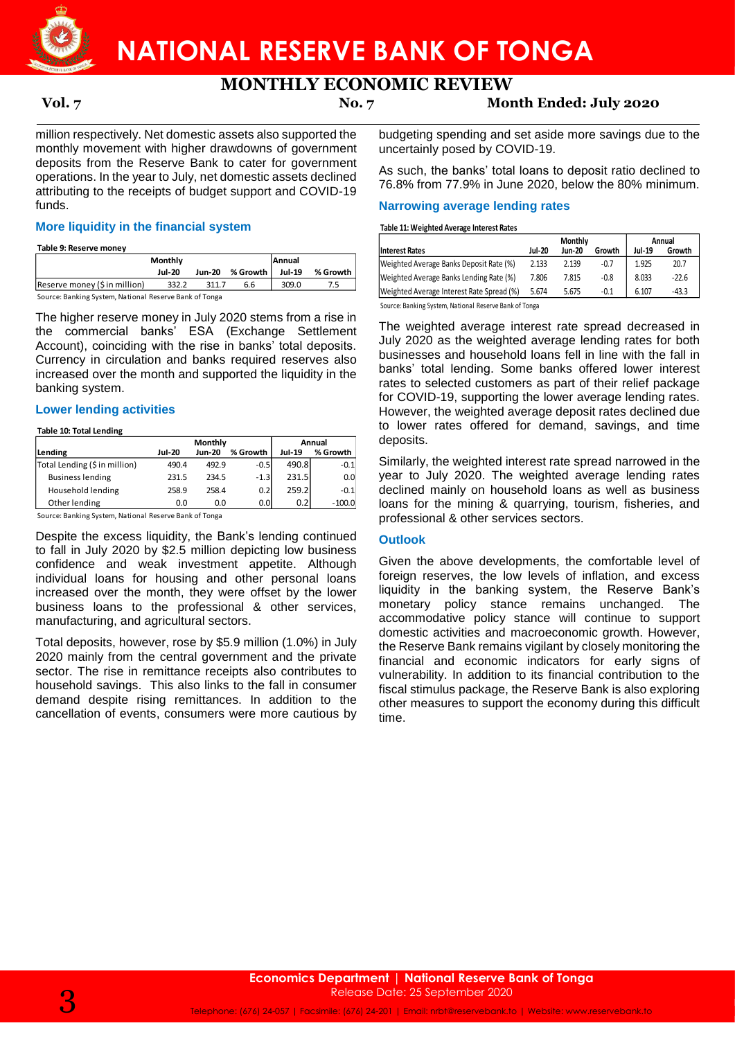million respectively. Net domestic assets also supported the monthly movement with higher drawdowns of government deposits from the Reserve Bank to cater for government operations. In the year to July, net domestic assets declined attributing to the receipts of budget support and COVID-19 funds.

### More liquidity in the financial system

**Table 9: Reserve money**

| | Monthly | | | Annual | |
|---|---|---|---|---|---|
| | Jul-20 | Jun-20 | % Growth | Jul-19 | % Growth |
| Reserve money ($ in million) | 332.2 | 311.7 | 6.6 | 309.0 | 7.5 |

Source: Banking System, National Reserve Bank of Tonga

The higher reserve money in July 2020 stems from a rise in the commercial banks' ESA (Exchange Settlement Account), coinciding with the rise in banks' total deposits. Currency in circulation and banks required reserves also increased over the month and supported the liquidity in the banking system.

### Lower lending activities

**Table 10: Total Lending**

| | Monthly | | | Annual | |
|---|---|---|---|---|---|
| Lending | Jul-20 | Jun-20 | % Growth | Jul-19 | % Growth |
| Total Lending ($ in million) | 490.4 | 492.9 | -0.5 | 490.8 | -0.1 |
| Business lending | 231.5 | 234.5 | -1.3 | 231.5 | 0.0 |
| Household lending | 258.9 | 258.4 | 0.2 | 259.2 | -0.1 |
| Other lending | 0.0 | 0.0 | 0.0 | 0.2 | -100.0 |

Source: Banking System, National Reserve Bank of Tonga

Despite the excess liquidity, the Bank's lending continued to fall in July 2020 by $2.5 million depicting low business confidence and weak investment appetite. Although individual loans for housing and other personal loans increased over the month, they were offset by the lower business loans to the professional & other services, manufacturing, and agricultural sectors.

Total deposits, however, rose by $5.9 million (1.0%) in July 2020 mainly from the central government and the private sector. The rise in remittance receipts also contributes to household savings. This also links to the fall in consumer demand despite rising remittances. In addition to the cancellation of events, consumers were more cautious by budgeting spending and set aside more savings due to the uncertainly posed by COVID-19.

As such, the banks' total loans to deposit ratio declined to 76.8% from 77.9% in June 2020, below the 80% minimum.

### Narrowing average lending rates

**Table 11: Weighted Average Interest Rates**

| | Monthly | | | Annual | |
|---|---|---|---|---|---|
| Interest Rates | Jul-20 | Jun-20 | Growth | Jul-19 | Growth |
| Weighted Average Banks Deposit Rate (%) | 2.133 | 2.139 | -0.7 | 1.925 | 20.7 |
| Weighted Average Banks Lending Rate (%) | 7.806 | 7.815 | -0.8 | 8.033 | -22.6 |
| Weighted Average Interest Rate Spread (%) | 5.674 | 5.675 | -0.1 | 6.107 | -43.3 |

Source: Banking System, National Reserve Bank of Tonga

The weighted average interest rate spread decreased in July 2020 as the weighted average lending rates for both businesses and household loans fell in line with the fall in banks' total lending. Some banks offered lower interest rates to selected customers as part of their relief package for COVID-19, supporting the lower average lending rates. However, the weighted average deposit rates declined due to lower rates offered for demand, savings, and time deposits.

Similarly, the weighted interest rate spread narrowed in the year to July 2020. The weighted average lending rates declined mainly on household loans as well as business loans for the mining & quarrying, tourism, fisheries, and professional & other services sectors.

### Outlook

Given the above developments, the comfortable level of foreign reserves, the low levels of inflation, and excess liquidity in the banking system, the Reserve Bank's monetary policy stance remains unchanged. The accommodative policy stance will continue to support domestic activities and macroeconomic growth. However, the Reserve Bank remains vigilant by closely monitoring the financial and economic indicators for early signs of vulnerability. In addition to its financial contribution to the fiscal stimulus package, the Reserve Bank is also exploring other measures to support the economy during this difficult time.

**Economics Department | National Reserve Bank of Tonga**
Release Date: 25 September 2020

Telephone: (676) 24-057 | Facsimile: (676) 24-201 | Email: nrbt@reservebank.to | Website: www.reservebank.to